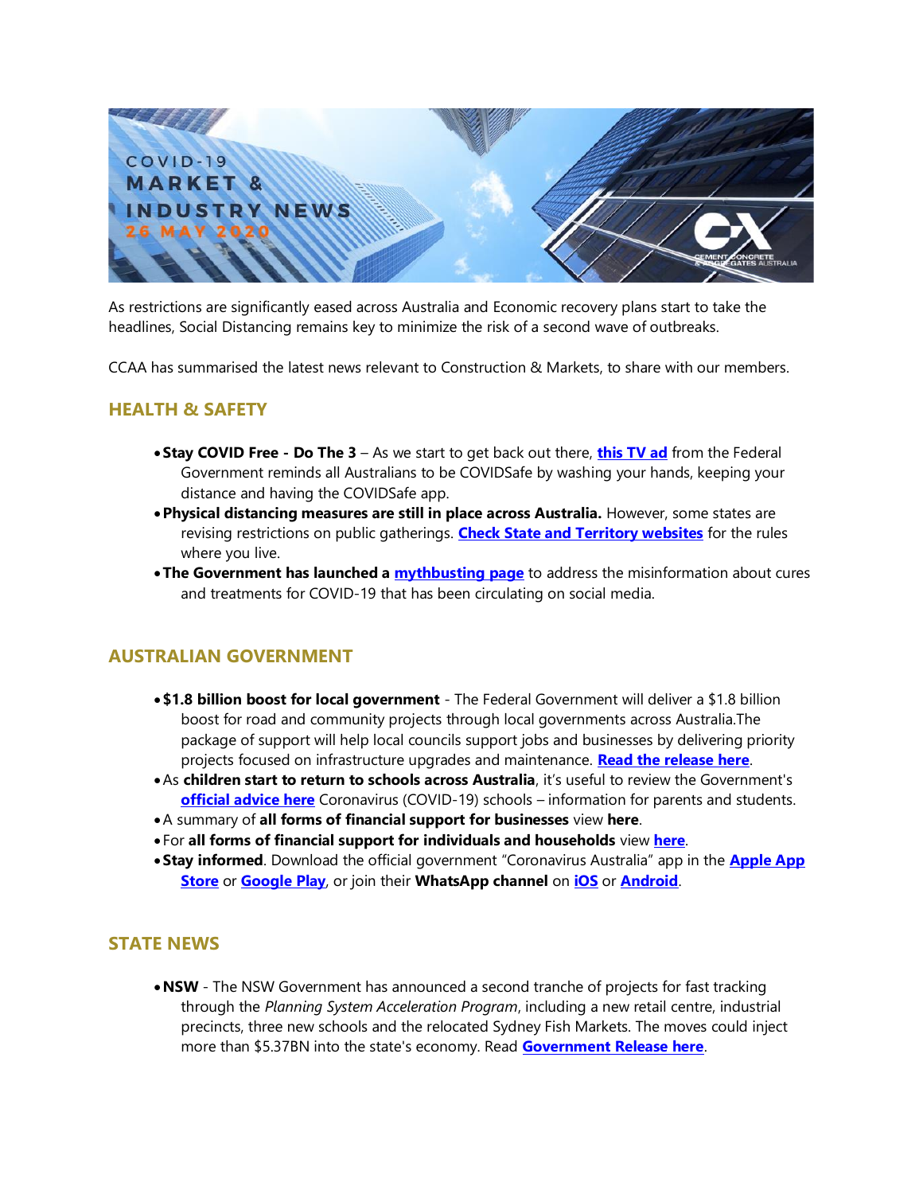# COVID-19 MARKET & INDUSTRY NEWS

26 MAY 2020

As restrictions are significantly eased across Australia and Economic recovery plans start to take the headlines, Social Distancing remains key to minimize the risk of a second wave of outbreaks.

CCAA has summarised the latest news relevant to Construction & Markets, to share with our members.

## HEALTH & SAFETY

- **Stay COVID Free - Do The 3** – As we start to get back out there, **this TV ad** from the Federal Government reminds all Australians to be COVIDSafe by washing your hands, keeping your distance and having the COVIDSafe app.
- **Physical distancing measures are still in place across Australia.** However, some states are revising restrictions on public gatherings. **Check State and Territory websites** for the rules where you live.
- **The Government has launched a mythbusting page** to address the misinformation about cures and treatments for COVID-19 that has been circulating on social media.

## AUSTRALIAN GOVERNMENT

- **$1.8 billion boost for local government** - The Federal Government will deliver a $1.8 billion boost for road and community projects through local governments across Australia.The package of support will help local councils support jobs and businesses by delivering priority projects focused on infrastructure upgrades and maintenance. **Read the release here**.
- As **children start to return to schools across Australia**, it's useful to review the Government's **official advice here** Coronavirus (COVID-19) schools – information for parents and students.
- A summary of **all forms of financial support for businesses** view **here**.
- For **all forms of financial support for individuals and households** view **here**.
- **Stay informed**. Download the official government "Coronavirus Australia" app in the **Apple App Store** or **Google Play**, or join their **WhatsApp channel** on **iOS** or **Android**.

## STATE NEWS

- **NSW** - The NSW Government has announced a second tranche of projects for fast tracking through the *Planning System Acceleration Program*, including a new retail centre, industrial precincts, three new schools and the relocated Sydney Fish Markets. The moves could inject more than $5.37BN into the state's economy. Read **Government Release here**.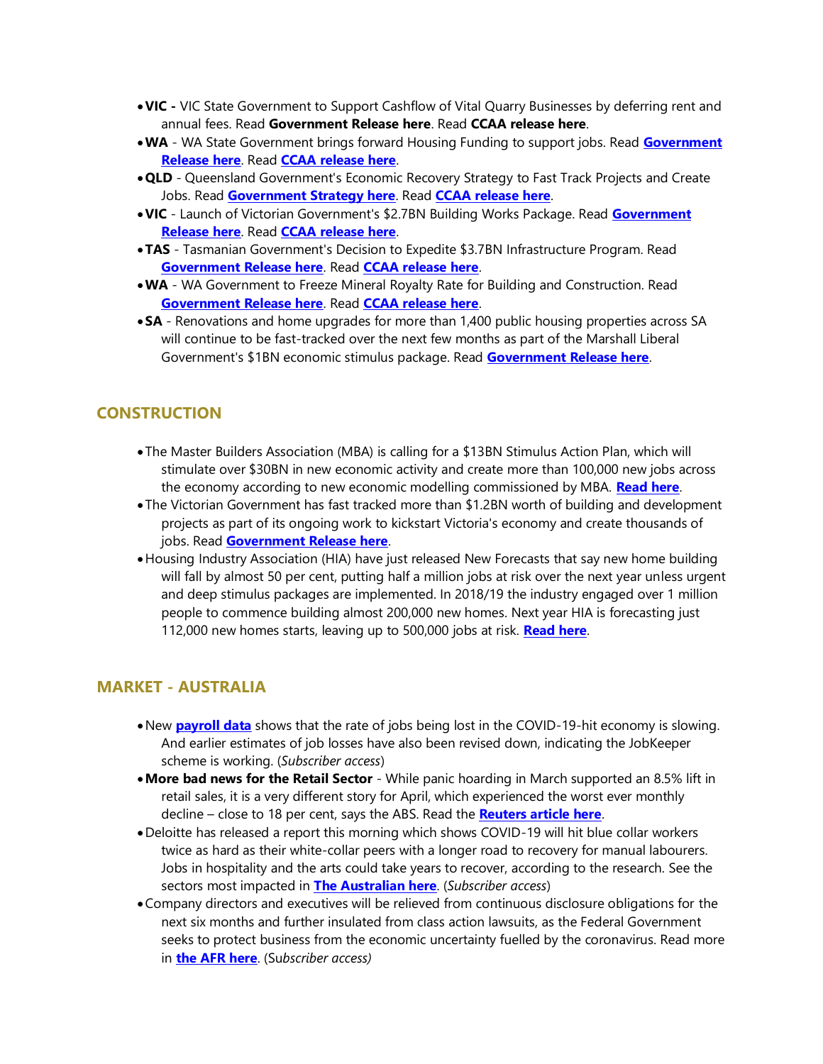- **VIC -** VIC State Government to Support Cashflow of Vital Quarry Businesses by deferring rent and annual fees. Read **Government Release here**. Read **CCAA release here**.
- **WA** - WA State Government brings forward Housing Funding to support jobs. Read **Government Release here**. Read **CCAA release here**.
- **QLD** - Queensland Government's Economic Recovery Strategy to Fast Track Projects and Create Jobs. Read **Government Strategy here**. Read **CCAA release here**.
- **VIC** - Launch of Victorian Government's $2.7BN Building Works Package. Read **Government Release here**. Read **CCAA release here**.
- **TAS** - Tasmanian Government's Decision to Expedite $3.7BN Infrastructure Program. Read **Government Release here**. Read **CCAA release here**.
- **WA** - WA Government to Freeze Mineral Royalty Rate for Building and Construction. Read **Government Release here**. Read **CCAA release here**.
- **SA** - Renovations and home upgrades for more than 1,400 public housing properties across SA will continue to be fast-tracked over the next few months as part of the Marshall Liberal Government's $1BN economic stimulus package. Read **Government Release here**.

## CONSTRUCTION

- The Master Builders Association (MBA) is calling for a $13BN Stimulus Action Plan, which will stimulate over $30BN in new economic activity and create more than 100,000 new jobs across the economy according to new economic modelling commissioned by MBA. **Read here**.
- The Victorian Government has fast tracked more than $1.2BN worth of building and development projects as part of its ongoing work to kickstart Victoria's economy and create thousands of jobs. Read **Government Release here**.
- Housing Industry Association (HIA) have just released New Forecasts that say new home building will fall by almost 50 per cent, putting half a million jobs at risk over the next year unless urgent and deep stimulus packages are implemented. In 2018/19 the industry engaged over 1 million people to commence building almost 200,000 new homes. Next year HIA is forecasting just 112,000 new homes starts, leaving up to 500,000 jobs at risk. **Read here**.

## MARKET - AUSTRALIA

- New **payroll data** shows that the rate of jobs being lost in the COVID-19-hit economy is slowing. And earlier estimates of job losses have also been revised down, indicating the JobKeeper scheme is working. (*Subscriber access*)
- **More bad news for the Retail Sector** - While panic hoarding in March supported an 8.5% lift in retail sales, it is a very different story for April, which experienced the worst ever monthly decline – close to 18 per cent, says the ABS. Read the **Reuters article here**.
- Deloitte has released a report this morning which shows COVID-19 will hit blue collar workers twice as hard as their white-collar peers with a longer road to recovery for manual labourers. Jobs in hospitality and the arts could take years to recover, according to the research. See the sectors most impacted in **The Australian here**. (*Subscriber access*)
- Company directors and executives will be relieved from continuous disclosure obligations for the next six months and further insulated from class action lawsuits, as the Federal Government seeks to protect business from the economic uncertainty fuelled by the coronavirus. Read more in **the AFR here**. (*Subscriber access)*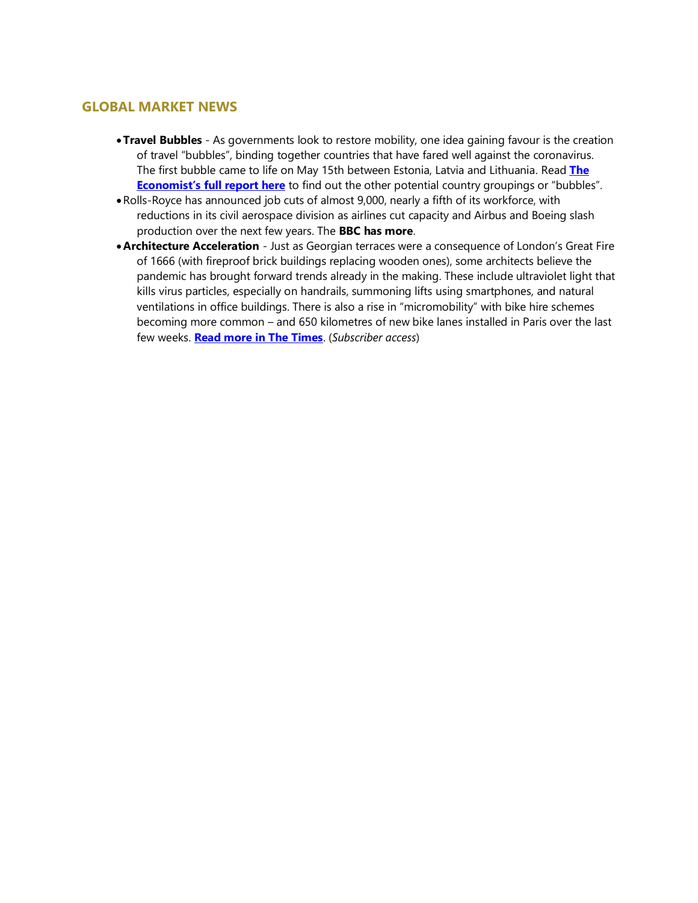## GLOBAL MARKET NEWS

- **Travel Bubbles** - As governments look to restore mobility, one idea gaining favour is the creation of travel "bubbles", binding together countries that have fared well against the coronavirus. The first bubble came to life on May 15th between Estonia, Latvia and Lithuania. Read **The Economist's full report here** to find out the other potential country groupings or "bubbles".
- Rolls-Royce has announced job cuts of almost 9,000, nearly a fifth of its workforce, with reductions in its civil aerospace division as airlines cut capacity and Airbus and Boeing slash production over the next few years. The **BBC has more**.
- **Architecture Acceleration** - Just as Georgian terraces were a consequence of London's Great Fire of 1666 (with fireproof brick buildings replacing wooden ones), some architects believe the pandemic has brought forward trends already in the making. These include ultraviolet light that kills virus particles, especially on handrails, summoning lifts using smartphones, and natural ventilations in office buildings. There is also a rise in "micromobility" with bike hire schemes becoming more common – and 650 kilometres of new bike lanes installed in Paris over the last few weeks. **Read more in The Times**. (*Subscriber access*)